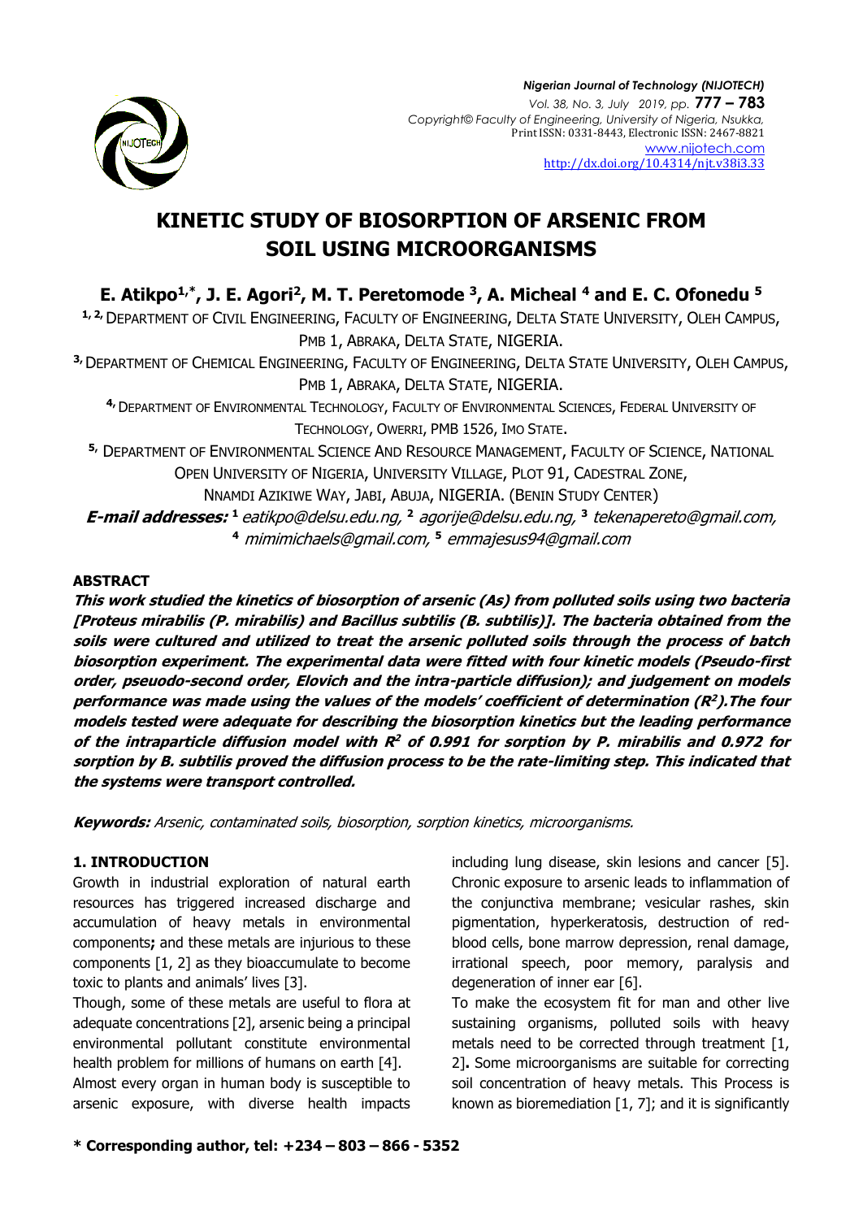# KINETIC STUDY OF BIOSORPTION OF ARSENIC FROM SOIL USING MICROORGANISMS

**E. Atikpo[1,*], J. E. Agori[2], M. T. Peretomode [3], A. Micheal [4] and E. C. Ofonedu [5]**

[1, 2] DEPARTMENT OF CIVIL ENGINEERING, FACULTY OF ENGINEERING, DELTA STATE UNIVERSITY, OLEH CAMPUS, PMB 1, ABRAKA, DELTA STATE, NIGERIA.

[3] DEPARTMENT OF CHEMICAL ENGINEERING, FACULTY OF ENGINEERING, DELTA STATE UNIVERSITY, OLEH CAMPUS, PMB 1, ABRAKA, DELTA STATE, NIGERIA.

[4] DEPARTMENT OF ENVIRONMENTAL TECHNOLOGY, FACULTY OF ENVIRONMENTAL SCIENCES, FEDERAL UNIVERSITY OF TECHNOLOGY, OWERRI, PMB 1526, IMO STATE.

[5] DEPARTMENT OF ENVIRONMENTAL SCIENCE AND RESOURCE MANAGEMENT, FACULTY OF SCIENCE, NATIONAL OPEN UNIVERSITY OF NIGERIA, UNIVERSITY VILLAGE, PLOT 91, CADESTRAL ZONE, NNAMDI AZIKIWE WAY, JABI, ABUJA, NIGERIA. (BENIN STUDY CENTER)

***E-mail addresses:*** [1] *eatikpo@delsu.edu.ng,* [2] *agorije@delsu.edu.ng,* [3] *tekenapereto@gmail.com,* [4] *mimimichaels@gmail.com,* [5] *emmajesus94@gmail.com*

## ABSTRACT

***This work studied the kinetics of biosorption of arsenic (As) from polluted soils using two bacteria [Proteus mirabilis (P. mirabilis) and Bacillus subtilis (B. subtilis)]. The bacteria obtained from the soils were cultured and utilized to treat the arsenic polluted soils through the process of batch biosorption experiment. The experimental data were fitted with four kinetic models (Pseudo-first order, pseudo-second order, Elovich and the intra-particle diffusion); and judgement on models performance was made using the values of the models' coefficient of determination ($R^2$).The four models tested were adequate for describing the biosorption kinetics but the leading performance of the intraparticle diffusion model with $R^2$ of 0.991 for sorption by P. mirabilis and 0.972 for sorption by B. subtilis proved the diffusion process to be the rate-limiting step. This indicated that the systems were transport controlled.***

***Keywords:*** *Arsenic, contaminated soils, biosorption, sorption kinetics, microorganisms.*

## 1. INTRODUCTION

Growth in industrial exploration of natural earth resources has triggered increased discharge and accumulation of heavy metals in environmental components**;** and these metals are injurious to these components [1, 2] as they bioaccumulate to become toxic to plants and animals' lives [3].

Though, some of these metals are useful to flora at adequate concentrations [2], arsenic being a principal environmental pollutant constitute environmental health problem for millions of humans on earth [4].

Almost every organ in human body is susceptible to arsenic exposure, with diverse health impacts including lung disease, skin lesions and cancer [5]. Chronic exposure to arsenic leads to inflammation of the conjunctiva membrane; vesicular rashes, skin pigmentation, hyperkeratosis, destruction of red-blood cells, bone marrow depression, renal damage, irrational speech, poor memory, paralysis and degeneration of inner ear [6].

To make the ecosystem fit for man and other live sustaining organisms, polluted soils with heavy metals need to be corrected through treatment [1, 2]**.** Some microorganisms are suitable for correcting soil concentration of heavy metals. This Process is known as bioremediation [1, 7]; and it is significantly

**\* Corresponding author, tel: +234 – 803 – 866 - 5352**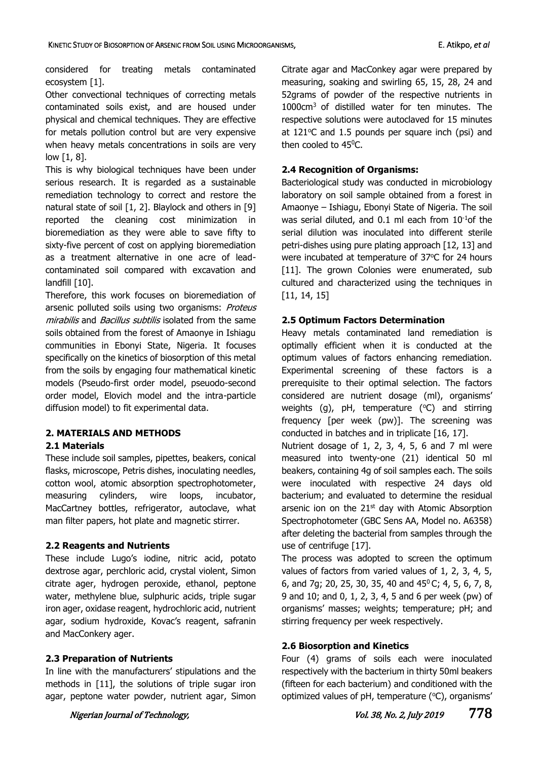considered for treating metals contaminated ecosystem [1].

Other convectional techniques of correcting metals contaminated soils exist, and are housed under physical and chemical techniques. They are effective for metals pollution control but are very expensive when heavy metals concentrations in soils are very low [1, 8].

This is why biological techniques have been under serious research. It is regarded as a sustainable remediation technology to correct and restore the natural state of soil [1, 2]. Blaylock and others in [9] reported the cleaning cost minimization in bioremediation as they were able to save fifty to sixty-five percent of cost on applying bioremediation as a treatment alternative in one acre of lead-contaminated soil compared with excavation and landfill [10].

Therefore, this work focuses on bioremediation of arsenic polluted soils using two organisms: *Proteus mirabilis* and *Bacillus subtilis* isolated from the same soils obtained from the forest of Amaonye in Ishiagu communities in Ebonyi State, Nigeria. It focuses specifically on the kinetics of biosorption of this metal from the soils by engaging four mathematical kinetic models (Pseudo-first order model, pseuodo-second order model, Elovich model and the intra-particle diffusion model) to fit experimental data.

## 2. MATERIALS AND METHODS

### 2.1 Materials

These include soil samples, pipettes, beakers, conical flasks, microscope, Petris dishes, inoculating needles, cotton wool, atomic absorption spectrophotometer, measuring cylinders, wire loops, incubator, MacCartney bottles, refrigerator, autoclave, what man filter papers, hot plate and magnetic stirrer.

### 2.2 Reagents and Nutrients

These include Lugo's iodine, nitric acid, potato dextrose agar, perchloric acid, crystal violent, Simon citrate ager, hydrogen peroxide, ethanol, peptone water, methylene blue, sulphuric acids, triple sugar iron ager, oxidase reagent, hydrochloric acid, nutrient agar, sodium hydroxide, Kovac's reagent, safranin and MacConkery ager.

### 2.3 Preparation of Nutrients

In line with the manufacturers' stipulations and the methods in [11], the solutions of triple sugar iron agar, peptone water powder, nutrient agar, Simon Citrate agar and MacConkey agar were prepared by measuring, soaking and swirling 65, 15, 28, 24 and 52grams of powder of the respective nutrients in $1000cm^3$ of distilled water for ten minutes. The respective solutions were autoclaved for 15 minutes at 121°C and 1.5 pounds per square inch (psi) and then cooled to $45^0$C.

### 2.4 Recognition of Organisms:

Bacteriological study was conducted in microbiology laboratory on soil sample obtained from a forest in Amaonye – Ishiagu, Ebonyi State of Nigeria. The soil was serial diluted, and 0.1 ml each from $10^{-1}$of the serial dilution was inoculated into different sterile petri-dishes using pure plating approach [12, 13] and were incubated at temperature of 37°C for 24 hours [11]. The grown Colonies were enumerated, sub cultured and characterized using the techniques in [11, 14, 15]

### 2.5 Optimum Factors Determination

Heavy metals contaminated land remediation is optimally efficient when it is conducted at the optimum values of factors enhancing remediation. Experimental screening of these factors is a prerequisite to their optimal selection. The factors considered are nutrient dosage (ml), organisms' weights (g), pH, temperature (°C) and stirring frequency [per week (pw)]. The screening was conducted in batches and in triplicate [16, 17].

Nutrient dosage of 1, 2, 3, 4, 5, 6 and 7 ml were measured into twenty-one (21) identical 50 ml beakers, containing 4g of soil samples each. The soils were inoculated with respective 24 days old bacterium; and evaluated to determine the residual arsenic ion on the 21[st] day with Atomic Absorption Spectrophotometer (GBC Sens AA, Model no. A6358) after deleting the bacterial from samples through the use of centrifuge [17].

The process was adopted to screen the optimum values of factors from varied values of 1, 2, 3, 4, 5, 6, and 7g; 20, 25, 30, 35, 40 and $45^0$ C; 4, 5, 6, 7, 8, 9 and 10; and 0, 1, 2, 3, 4, 5 and 6 per week (pw) of organisms' masses; weights; temperature; pH; and stirring frequency per week respectively.

### 2.6 Biosorption and Kinetics

Four (4) grams of soils each were inoculated respectively with the bacterium in thirty 50ml beakers (fifteen for each bacterium) and conditioned with the optimized values of pH, temperature (°C), organisms'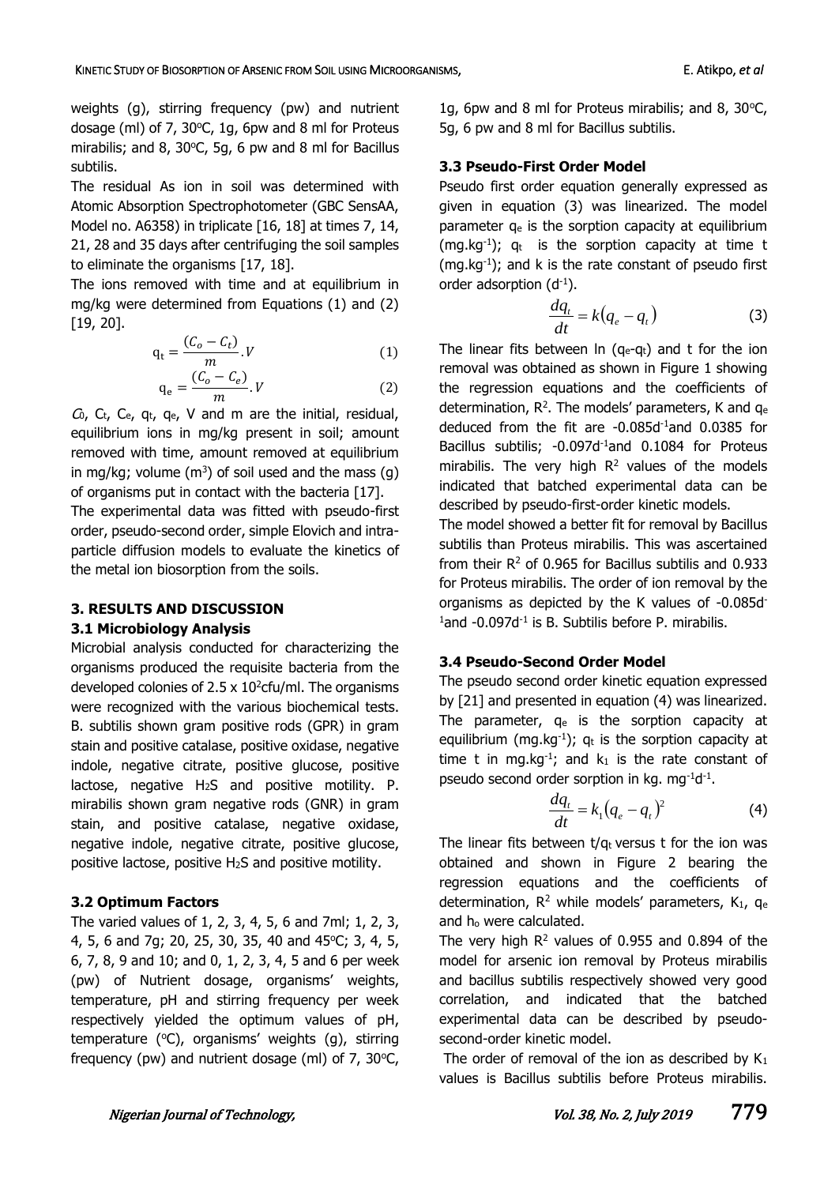weights (g), stirring frequency (pw) and nutrient dosage (ml) of 7, 30°C, 1g, 6pw and 8 ml for Proteus mirabilis; and 8, 30°C, 5g, 6 pw and 8 ml for Bacillus subtilis.

The residual As ion in soil was determined with Atomic Absorption Spectrophotometer (GBC SensAA, Model no. A6358) in triplicate [16, 18] at times 7, 14, 21, 28 and 35 days after centrifuging the soil samples to eliminate the organisms [17, 18].

The ions removed with time and at equilibrium in mg/kg were determined from Equations (1) and (2) [19, 20].

$$q_t = \frac{(C_o - C_t)}{m} . V \quad (1)$$

$$q_e = \frac{(C_o - C_e)}{m} . V \quad (2)$$

$C_0$, $C_t$, $C_e$, $q_t$, $q_e$, V and m are the initial, residual, equilibrium ions in mg/kg present in soil; amount removed with time, amount removed at equilibrium in mg/kg; volume ($m^3$) of soil used and the mass (g) of organisms put in contact with the bacteria [17].

The experimental data was fitted with pseudo-first order, pseudo-second order, simple Elovich and intra-particle diffusion models to evaluate the kinetics of the metal ion biosorption from the soils.

## 3. RESULTS AND DISCUSSION

### 3.1 Microbiology Analysis

Microbial analysis conducted for characterizing the organisms produced the requisite bacteria from the developed colonies of $2.5 \times 10^2$cfu/ml. The organisms were recognized with the various biochemical tests. B. subtilis shown gram positive rods (GPR) in gram stain and positive catalase, positive oxidase, negative indole, negative citrate, positive glucose, positive lactose, negative $H_2S$ and positive motility. P. mirabilis shown gram negative rods (GNR) in gram stain, and positive catalase, negative oxidase, negative indole, negative citrate, positive glucose, positive lactose, positive $H_2S$ and positive motility.

### 3.2 Optimum Factors

The varied values of 1, 2, 3, 4, 5, 6 and 7ml; 1, 2, 3, 4, 5, 6 and 7g; 20, 25, 30, 35, 40 and 45°C; 3, 4, 5, 6, 7, 8, 9 and 10; and 0, 1, 2, 3, 4, 5 and 6 per week (pw) of Nutrient dosage, organisms' weights, temperature, pH and stirring frequency per week respectively yielded the optimum values of pH, temperature (°C), organisms' weights (g), stirring frequency (pw) and nutrient dosage (ml) of 7, 30°C, 1g, 6pw and 8 ml for Proteus mirabilis; and 8, 30°C, 5g, 6 pw and 8 ml for Bacillus subtilis.

### 3.3 Pseudo-First Order Model

Pseudo first order equation generally expressed as given in equation (3) was linearized. The model parameter $q_e$ is the sorption capacity at equilibrium (mg.kg$^{-1}$); $q_t$ is the sorption capacity at time t (mg.kg$^{-1}$); and k is the rate constant of pseudo first order adsorption (d$^{-1}$).

$$\frac{dq_t}{dt} = k(q_e - q_t) \quad (3)$$

The linear fits between ln ($q_e$-$q_t$) and t for the ion removal was obtained as shown in Figure 1 showing the regression equations and the coefficients of determination, $R^2$. The models' parameters, K and $q_e$ deduced from the fit are -0.085d$^{-1}$and 0.0385 for Bacillus subtilis; -0.097d$^{-1}$and 0.1084 for Proteus mirabilis. The very high $R^2$ values of the models indicated that batched experimental data can be described by pseudo-first-order kinetic models.

The model showed a better fit for removal by Bacillus subtilis than Proteus mirabilis. This was ascertained from their $R^2$ of 0.965 for Bacillus subtilis and 0.933 for Proteus mirabilis. The order of ion removal by the organisms as depicted by the K values of -0.085d$^{-1}$and -0.097d$^{-1}$ is B. Subtilis before P. mirabilis.

### 3.4 Pseudo-Second Order Model

The pseudo second order kinetic equation expressed by [21] and presented in equation (4) was linearized. The parameter, $q_e$ is the sorption capacity at equilibrium (mg.kg$^{-1}$); $q_t$ is the sorption capacity at time t in mg.kg$^{-1}$; and $k_1$ is the rate constant of pseudo second order sorption in kg. mg$^{-1}$d$^{-1}$.

$$\frac{dq_t}{dt} = k_1(q_e - q_t)^2 \quad (4)$$

The linear fits between t/$q_t$ versus t for the ion was obtained and shown in Figure 2 bearing the regression equations and the coefficients of determination, $R^2$ while models' parameters, $K_1$, $q_e$ and $h_o$ were calculated.

The very high $R^2$ values of 0.955 and 0.894 of the model for arsenic ion removal by Proteus mirabilis and bacillus subtilis respectively showed very good correlation, and indicated that the batched experimental data can be described by pseudo-second-order kinetic model.

The order of removal of the ion as described by $K_1$ values is Bacillus subtilis before Proteus mirabilis.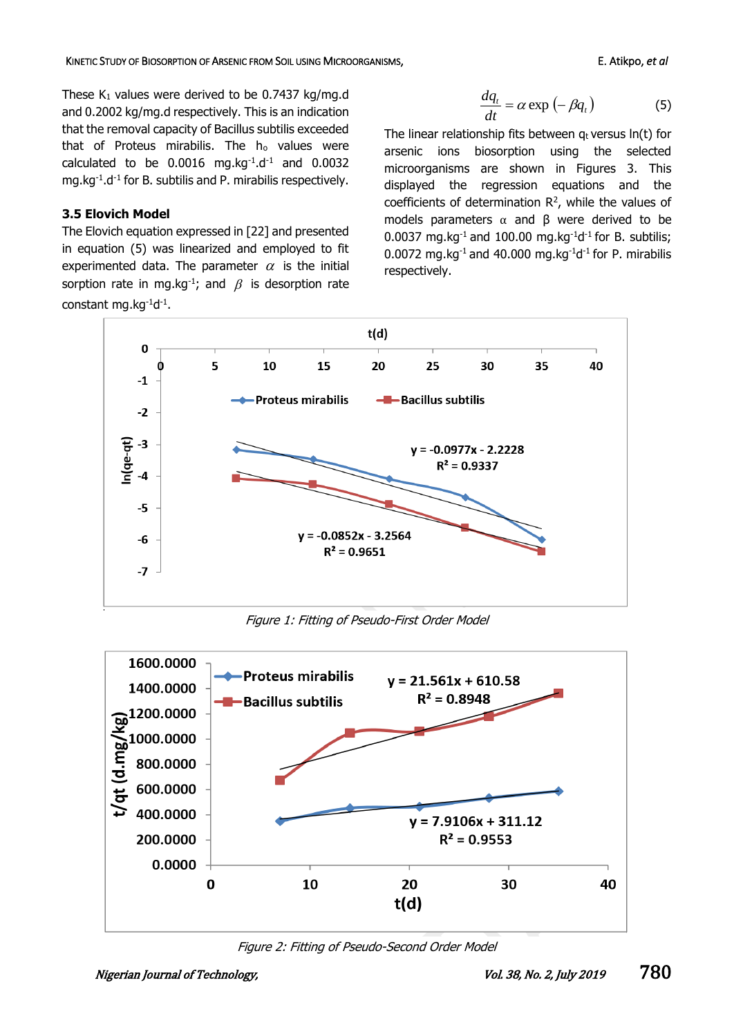These $K_1$ values were derived to be 0.7437 kg/mg.d and 0.2002 kg/mg.d respectively. This is an indication that the removal capacity of Bacillus subtilis exceeded that of Proteus mirabilis. The $h_o$ values were calculated to be 0.0016 mg.kg$^{-1}$.d$^{-1}$ and 0.0032 mg.kg$^{-1}$.d$^{-1}$ for B. subtilis and P. mirabilis respectively.

### 3.5 Elovich Model

The Elovich equation expressed in [22] and presented in equation (5) was linearized and employed to fit experimented data. The parameter $\alpha$ is the initial sorption rate in mg.kg$^{-1}$; and $\beta$ is desorption rate constant mg.kg$^{-1}$d$^{-1}$.

$$\frac{dq_t}{dt} = \alpha \exp\left(-\beta q_t\right) \qquad (5)$$

The linear relationship fits between $q_t$ versus ln(t) for arsenic ions biosorption using the selected microorganisms are shown in Figures 3. This displayed the regression equations and the coefficients of determination $R^2$, while the values of models parameters $\alpha$ and $\beta$ were derived to be 0.0037 mg.kg$^{-1}$ and 100.00 mg.kg$^{-1}$d$^{-1}$ for B. subtilis; 0.0072 mg.kg$^{-1}$ and 40.000 mg.kg$^{-1}$d$^{-1}$ for P. mirabilis respectively.

*Figure 1: Fitting of Pseudo-First Order Model*

*Figure 2: Fitting of Pseudo-Second Order Model*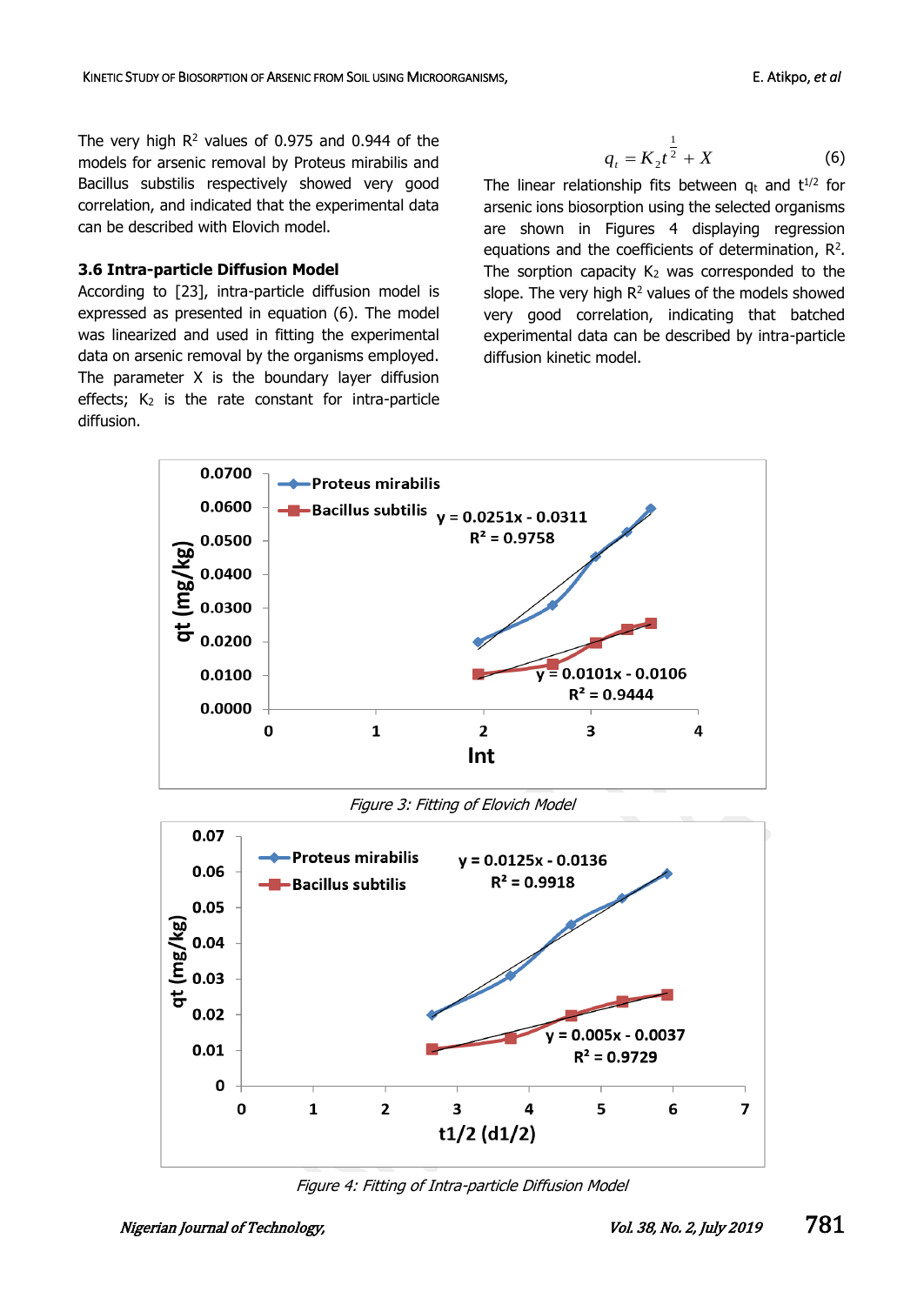The very high $R^2$ values of 0.975 and 0.944 of the models for arsenic removal by Proteus mirabilis and Bacillus substilis respectively showed very good correlation, and indicated that the experimental data can be described with Elovich model.

### 3.6 Intra-particle Diffusion Model

According to [23], intra-particle diffusion model is expressed as presented in equation (6). The model was linearized and used in fitting the experimental data on arsenic removal by the organisms employed. The parameter X is the boundary layer diffusion effects; $K_2$ is the rate constant for intra-particle diffusion.

$$q_t = K_2 t^{\frac{1}{2}} + X \tag{6}$$

The linear relationship fits between $q_t$ and $t^{1/2}$ for arsenic ions biosorption using the selected organisms are shown in Figures 4 displaying regression equations and the coefficients of determination, $R^2$. The sorption capacity $K_2$ was corresponded to the slope. The very high $R^2$ values of the models showed very good correlation, indicating that batched experimental data can be described by intra-particle diffusion kinetic model.

*Figure 3: Fitting of Elovich Model*

*Figure 4: Fitting of Intra-particle Diffusion Model*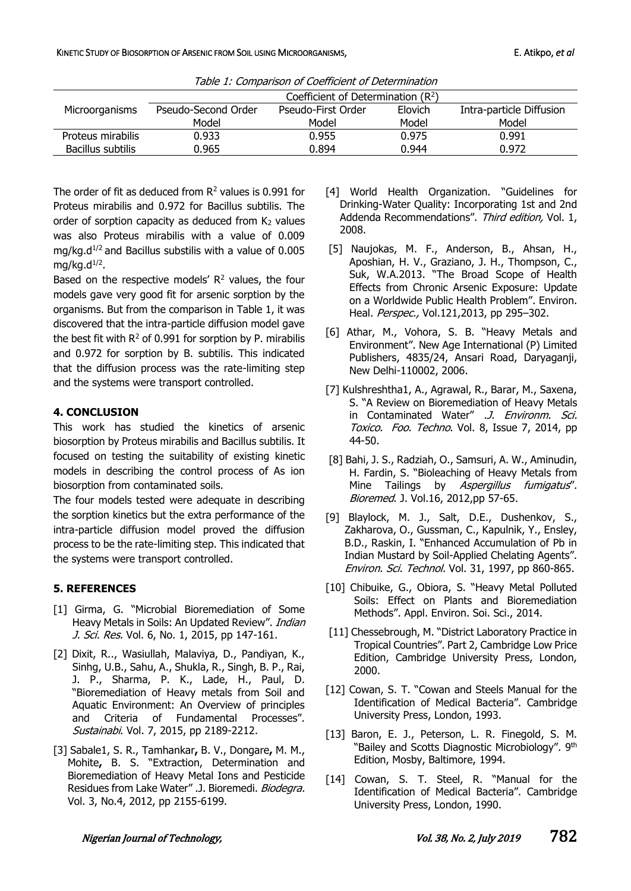Table 1: Comparison of Coefficient of Determination

| Microorganisms | Coefficient of Determination ($R^2$) | | | |
|---|---|---|---|---|
| | Pseudo-Second Order Model | Pseudo-First Order Model | Elovich Model | Intra-particle Diffusion Model |
| Proteus mirabilis | 0.933 | 0.955 | 0.975 | 0.991 |
| Bacillus subtilis | 0.965 | 0.894 | 0.944 | 0.972 |

The order of fit as deduced from $R^2$ values is 0.991 for Proteus mirabilis and 0.972 for Bacillus subtilis. The order of sorption capacity as deduced from $K_2$ values was also Proteus mirabilis with a value of 0.009 $mg/kg.d^{1/2}$ and Bacillus substilis with a value of 0.005 $mg/kg.d^{1/2}$.

Based on the respective models' $R^2$ values, the four models gave very good fit for arsenic sorption by the organisms. But from the comparison in Table 1, it was discovered that the intra-particle diffusion model gave the best fit with $R^2$ of 0.991 for sorption by P. mirabilis and 0.972 for sorption by B. subtilis. This indicated that the diffusion process was the rate-limiting step and the systems were transport controlled.

## 4. CONCLUSION

This work has studied the kinetics of arsenic biosorption by Proteus mirabilis and Bacillus subtilis. It focused on testing the suitability of existing kinetic models in describing the control process of As ion biosorption from contaminated soils.

The four models tested were adequate in describing the sorption kinetics but the extra performance of the intra-particle diffusion model proved the diffusion process to be the rate-limiting step. This indicated that the systems were transport controlled.

## 5. REFERENCES

[1] Girma, G. "Microbial Bioremediation of Some Heavy Metals in Soils: An Updated Review". *Indian J. Sci. Res.* Vol. 6, No. 1, 2015, pp 147-161.

[2] Dixit, R.., Wasiullah, Malaviya, D., Pandiyan, K., Sinhg, U.B., Sahu, A., Shukla, R., Singh, B. P., Rai, J. P., Sharma, P. K., Lade, H., Paul, D. "Bioremediation of Heavy metals from Soil and Aquatic Environment: An Overview of principles and Criteria of Fundamental Processes". *Sustainabi*. Vol. 7, 2015, pp 2189-2212.

[3] Sabale1, S. R., Tamhankar**,** B. V., Dongare**,** M. M., Mohite**,** B. S. "Extraction, Determination and Bioremediation of Heavy Metal Ions and Pesticide Residues from Lake Water" .J. Bioremedi. *Biodegra.* Vol. 3, No.4, 2012, pp 2155-6199.

[4] World Health Organization. "Guidelines for Drinking-Water Quality: Incorporating 1st and 2nd Addenda Recommendations". *Third edition,* Vol. 1, 2008.

[5] Naujokas, M. F., Anderson, B., Ahsan, H., Aposhian, H. V., Graziano, J. H., Thompson, C., Suk, W.A.2013. "The Broad Scope of Health Effects from Chronic Arsenic Exposure: Update on a Worldwide Public Health Problem". Environ. Heal. *Perspec.,* Vol.121,2013, pp 295–302.

[6] Athar, M., Vohora, S. B. "Heavy Metals and Environment". New Age International (P) Limited Publishers, 4835/24, Ansari Road, Daryaganji, New Delhi-110002, 2006.

[7] Kulshreshtha1, A., Agrawal, R., Barar, M., Saxena, S. "A Review on Bioremediation of Heavy Metals in Contaminated Water" *.J. Environm. Sci. Toxico. Foo. Techno*. Vol. 8, Issue 7, 2014, pp 44-50.

[8] Bahi, J. S., Radziah, O., Samsuri, A. W., Aminudin, H. Fardin, S. "Bioleaching of Heavy Metals from Mine Tailings by *Aspergillus fumigatus*". *Bioremed*. J. Vol.16, 2012,pp 57-65.

[9] Blaylock, M. J., Salt, D.E., Dushenkov, S., Zakharova, O., Gussman, C., Kapulnik, Y., Ensley, B.D., Raskin, I. "Enhanced Accumulation of Pb in Indian Mustard by Soil-Applied Chelating Agents". *Environ. Sci. Technol.* Vol. 31, 1997, pp 860-865.

[10] Chibuike, G., Obiora, S. "Heavy Metal Polluted Soils: Effect on Plants and Bioremediation Methods". Appl. Environ. Soi. Sci., 2014.

[11] Chessebrough, M. "District Laboratory Practice in Tropical Countries". Part 2, Cambridge Low Price Edition, Cambridge University Press, London, 2000.

[12] Cowan, S. T. "Cowan and Steels Manual for the Identification of Medical Bacteria". Cambridge University Press, London, 1993.

[13] Baron, E. J., Peterson, L. R. Finegold, S. M. "Bailey and Scotts Diagnostic Microbiology". 9th Edition, Mosby, Baltimore, 1994.

[14] Cowan, S. T. Steel, R. "Manual for the Identification of Medical Bacteria". Cambridge University Press, London, 1990.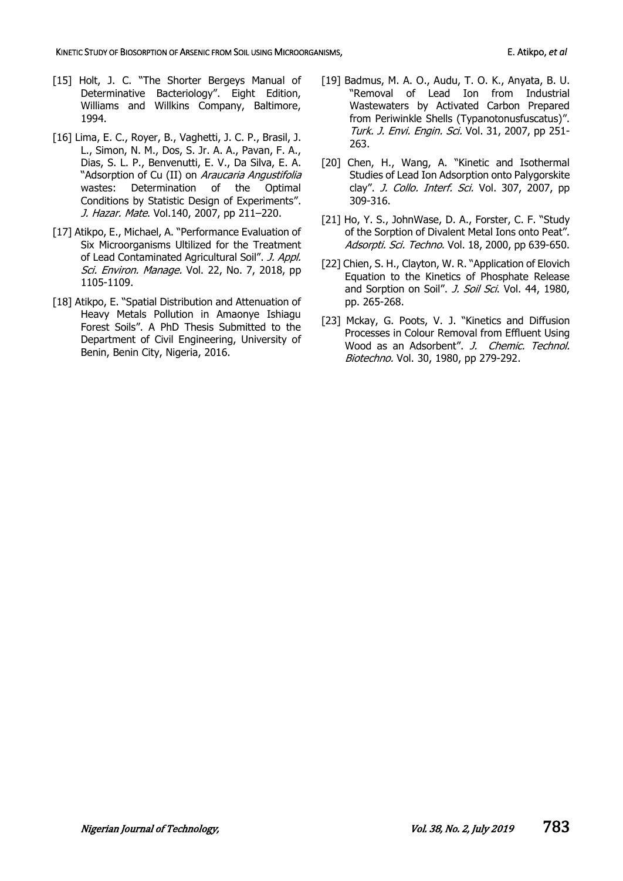[15] Holt, J. C. "The Shorter Bergeys Manual of Determinative Bacteriology". Eight Edition, Williams and Willkins Company, Baltimore, 1994.

[16] Lima, E. C., Royer, B., Vaghetti, J. C. P., Brasil, J. L., Simon, N. M., Dos, S. Jr. A. A., Pavan, F. A., Dias, S. L. P., Benvenutti, E. V., Da Silva, E. A. "Adsorption of Cu (II) on *Araucaria Angustifolia* wastes: Determination of the Optimal Conditions by Statistic Design of Experiments". *J. Hazar. Mate*. Vol.140, 2007, pp 211–220.

[17] Atikpo, E., Michael, A. "Performance Evaluation of Six Microorganisms Ultilized for the Treatment of Lead Contaminated Agricultural Soil". *J. Appl. Sci. Environ. Manage.* Vol. 22, No. 7, 2018, pp 1105-1109.

[18] Atikpo, E. "Spatial Distribution and Attenuation of Heavy Metals Pollution in Amaonye Ishiagu Forest Soils". A PhD Thesis Submitted to the Department of Civil Engineering, University of Benin, Benin City, Nigeria, 2016.

[19] Badmus, M. A. O., Audu, T. O. K., Anyata, B. U. "Removal of Lead Ion from Industrial Wastewaters by Activated Carbon Prepared from Periwinkle Shells (Typanotonusfuscatus)". *Turk. J. Envi. Engin. Sci.* Vol. 31, 2007, pp 251-263.

[20] Chen, H., Wang, A. "Kinetic and Isothermal Studies of Lead Ion Adsorption onto Palygorskite clay". *J. Collo. Interf. Sci.* Vol. 307, 2007, pp 309-316.

[21] Ho, Y. S., JohnWase, D. A., Forster, C. F. "Study of the Sorption of Divalent Metal Ions onto Peat". *Adsorpti. Sci. Techno*. Vol. 18, 2000, pp 639-650.

[22] Chien, S. H., Clayton, W. R. "Application of Elovich Equation to the Kinetics of Phosphate Release and Sorption on Soil". *J. Soil Sci*. Vol. 44, 1980, pp. 265-268.

[23] Mckay, G. Poots, V. J. "Kinetics and Diffusion Processes in Colour Removal from Effluent Using Wood as an Adsorbent". *J. Chemic. Technol. Biotechno.* Vol. 30, 1980, pp 279-292.